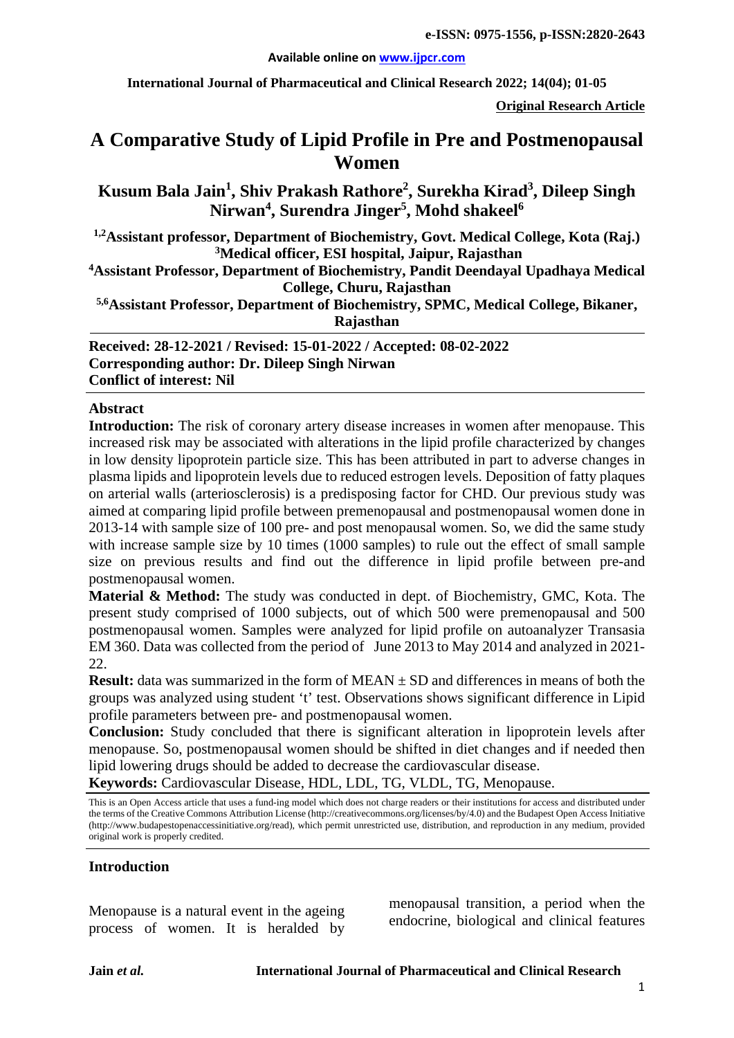**e-ISSN: 0975-1556, p-ISSN:2820-2643**

**Available online on www.ijpcr.com**

**Original Research Article**

# A Comparative Study of Lipid Profile in Pre and Postmenopausal Women

**Kusum Bala Jain[1], Shiv Prakash Rathore[2], Surekha Kirad[3], Dileep Singh Nirwan[4], Surendra Jinger[5], Mohd shakeel[6]**

**[1,2]Assistant professor, Department of Biochemistry, Govt. Medical College, Kota (Raj.)**
**[3]Medical officer, ESI hospital, Jaipur, Rajasthan**
**[4]Assistant Professor, Department of Biochemistry, Pandit Deendayal Upadhaya Medical College, Churu, Rajasthan**
**[5,6]Assistant Professor, Department of Biochemistry, SPMC, Medical College, Bikaner, Rajasthan**

**Received: 28-12-2021 / Revised: 15-01-2022 / Accepted: 08-02-2022**
**Corresponding author: Dr. Dileep Singh Nirwan**
**Conflict of interest: Nil**

## Abstract

**Introduction:** The risk of coronary artery disease increases in women after menopause. This increased risk may be associated with alterations in the lipid profile characterized by changes in low density lipoprotein particle size. This has been attributed in part to adverse changes in plasma lipids and lipoprotein levels due to reduced estrogen levels. Deposition of fatty plaques on arterial walls (arteriosclerosis) is a predisposing factor for CHD. Our previous study was aimed at comparing lipid profile between premenopausal and postmenopausal women done in 2013-14 with sample size of 100 pre- and post menopausal women. So, we did the same study with increase sample size by 10 times (1000 samples) to rule out the effect of small sample size on previous results and find out the difference in lipid profile between pre-and postmenopausal women.

**Material & Method:** The study was conducted in dept. of Biochemistry, GMC, Kota. The present study comprised of 1000 subjects, out of which 500 were premenopausal and 500 postmenopausal women. Samples were analyzed for lipid profile on autoanalyzer Transasia EM 360. Data was collected from the period of June 2013 to May 2014 and analyzed in 2021-22.

**Result:** data was summarized in the form of MEAN ± SD and differences in means of both the groups was analyzed using student 't' test. Observations shows significant difference in Lipid profile parameters between pre- and postmenopausal women.

**Conclusion:** Study concluded that there is significant alteration in lipoprotein levels after menopause. So, postmenopausal women should be shifted in diet changes and if needed then lipid lowering drugs should be added to decrease the cardiovascular disease.

**Keywords:** Cardiovascular Disease, HDL, LDL, TG, VLDL, TG, Menopause.

This is an Open Access article that uses a fund-ing model which does not charge readers or their institutions for access and distributed under the terms of the Creative Commons Attribution License (http://creativecommons.org/licenses/by/4.0) and the Budapest Open Access Initiative (http://www.budapestopenaccessinitiative.org/read), which permit unrestricted use, distribution, and reproduction in any medium, provided original work is properly credited.

## Introduction

Menopause is a natural event in the ageing process of women. It is heralded by menopausal transition, a period when the endocrine, biological and clinical features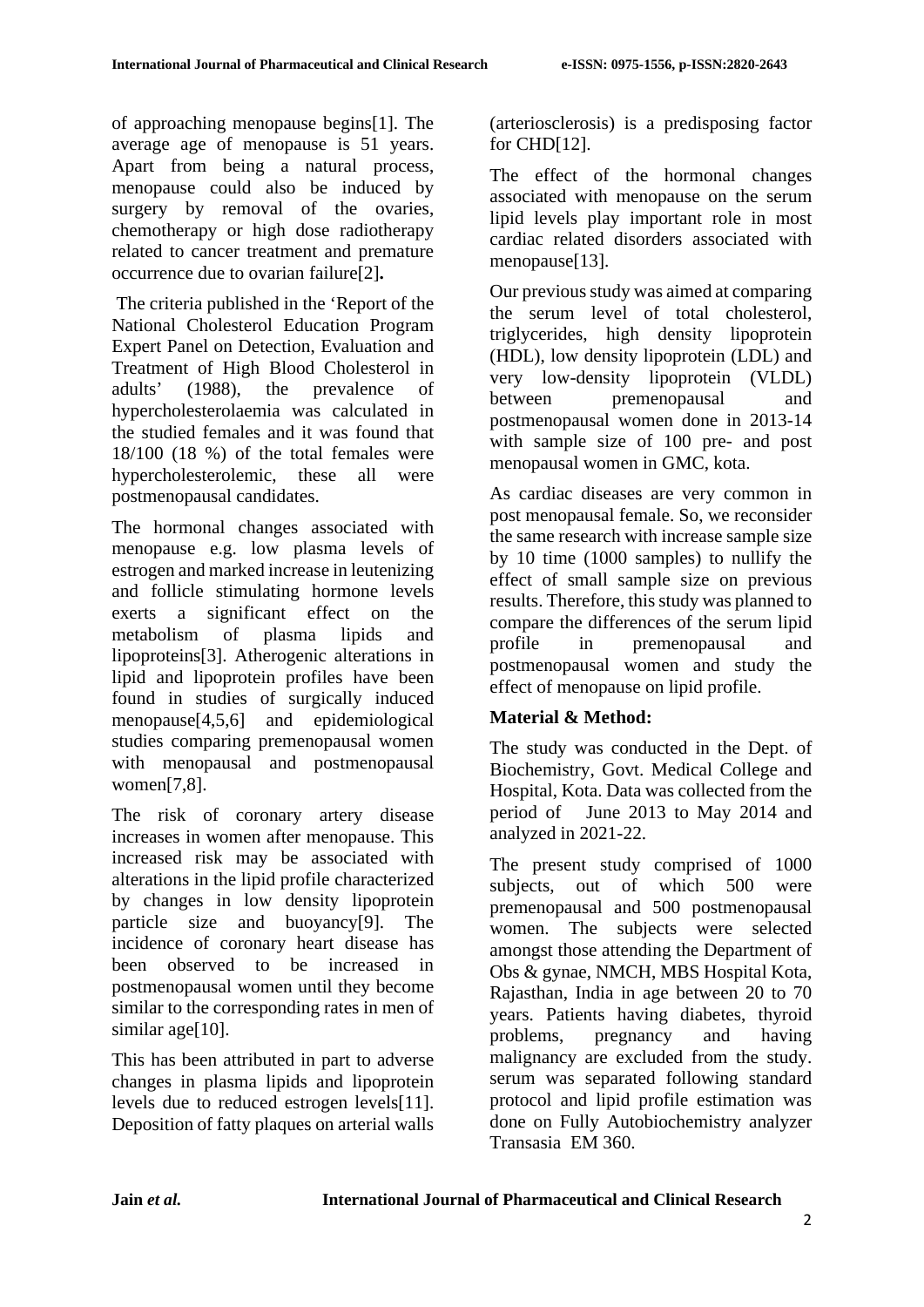of approaching menopause begins[1]. The average age of menopause is 51 years. Apart from being a natural process, menopause could also be induced by surgery by removal of the ovaries, chemotherapy or high dose radiotherapy related to cancer treatment and premature occurrence due to ovarian failure[2]**.**

The criteria published in the 'Report of the National Cholesterol Education Program Expert Panel on Detection, Evaluation and Treatment of High Blood Cholesterol in adults' (1988), the prevalence of hypercholesterolaemia was calculated in the studied females and it was found that 18/100 (18 %) of the total females were hypercholesterolemic, these all were postmenopausal candidates.

The hormonal changes associated with menopause e.g. low plasma levels of estrogen and marked increase in leutenizing and follicle stimulating hormone levels exerts a significant effect on the metabolism of plasma lipids and lipoproteins[3]. Atherogenic alterations in lipid and lipoprotein profiles have been found in studies of surgically induced menopause[4,5,6] and epidemiological studies comparing premenopausal women with menopausal and postmenopausal women[7,8].

The risk of coronary artery disease increases in women after menopause. This increased risk may be associated with alterations in the lipid profile characterized by changes in low density lipoprotein particle size and buoyancy[9]. The incidence of coronary heart disease has been observed to be increased in postmenopausal women until they become similar to the corresponding rates in men of similar age[10].

This has been attributed in part to adverse changes in plasma lipids and lipoprotein levels due to reduced estrogen levels[11]. Deposition of fatty plaques on arterial walls (arteriosclerosis) is a predisposing factor for CHD[12].

The effect of the hormonal changes associated with menopause on the serum lipid levels play important role in most cardiac related disorders associated with menopause[13].

Our previous study was aimed at comparing the serum level of total cholesterol, triglycerides, high density lipoprotein (HDL), low density lipoprotein (LDL) and very low-density lipoprotein (VLDL) between premenopausal and postmenopausal women done in 2013-14 with sample size of 100 pre- and post menopausal women in GMC, kota.

As cardiac diseases are very common in post menopausal female. So, we reconsider the same research with increase sample size by 10 time (1000 samples) to nullify the effect of small sample size on previous results. Therefore, this study was planned to compare the differences of the serum lipid profile in premenopausal and postmenopausal women and study the effect of menopause on lipid profile.

## Material & Method:

The study was conducted in the Dept. of Biochemistry, Govt. Medical College and Hospital, Kota. Data was collected from the period of June 2013 to May 2014 and analyzed in 2021-22.

The present study comprised of 1000 subjects, out of which 500 were premenopausal and 500 postmenopausal women. The subjects were selected amongst those attending the Department of Obs & gynae, NMCH, MBS Hospital Kota, Rajasthan, India in age between 20 to 70 years. Patients having diabetes, thyroid problems, pregnancy and having malignancy are excluded from the study. serum was separated following standard protocol and lipid profile estimation was done on Fully Autobiochemistry analyzer Transasia EM 360.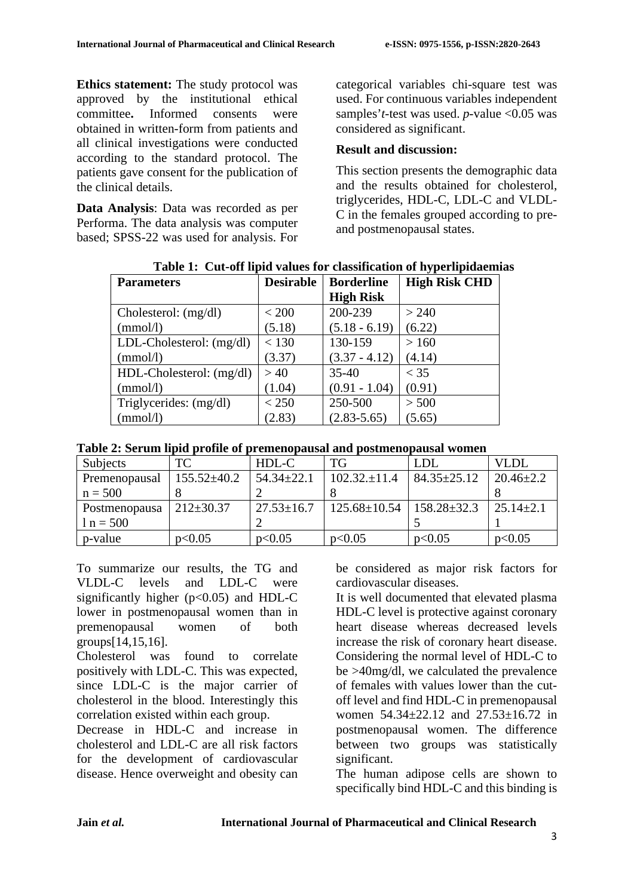**Ethics statement:** The study protocol was approved by the institutional ethical committee**.** Informed consents were obtained in written-form from patients and all clinical investigations were conducted according to the standard protocol. The patients gave consent for the publication of the clinical details.

**Data Analysis**: Data was recorded as per Performa. The data analysis was computer based; SPSS-22 was used for analysis. For categorical variables chi-square test was used. For continuous variables independent samples'*t*-test was used. *p*-value <0.05 was considered as significant.

**Result and discussion:**

This section presents the demographic data and the results obtained for cholesterol, triglycerides, HDL-C, LDL-C and VLDL-C in the females grouped according to pre- and postmenopausal states.

**Table 1: Cut-off lipid values for classification of hyperlipidaemias**

| Parameters | Desirable | Borderline High Risk | High Risk CHD |
|---|---|---|---|
| Cholesterol: (mg/dl) (mmol/l) | < 200 (5.18) | 200-239 (5.18 - 6.19) | > 240 (6.22) |
| LDL-Cholesterol: (mg/dl) (mmol/l) | < 130 (3.37) | 130-159 (3.37 - 4.12) | > 160 (4.14) |
| HDL-Cholesterol: (mg/dl) (mmol/l) | > 40 (1.04) | 35-40 (0.91 - 1.04) | < 35 (0.91) |
| Triglycerides: (mg/dl) (mmol/l) | < 250 (2.83) | 250-500 (2.83-5.65) | > 500 (5.65) |

**Table 2: Serum lipid profile of premenopausal and postmenopausal women**

| Subjects | TC | HDL-C | TG | LDL | VLDL |
|---|---|---|---|---|---|
| Premenopausal n = 500 | 155.52±40.28 | 54.34±22.12 | 102.32.±11.48 | 84.35±25.12 | 20.46±2.28 |
| Postmenopausal n = 500 | 212±30.37 | 27.53±16.72 | 125.68±10.54 | 158.28±32.35 | 25.14±2.11 |
| p-value | p<0.05 | p<0.05 | p<0.05 | p<0.05 | p<0.05 |

To summarize our results, the TG and VLDL-C levels and LDL-C were significantly higher (p<0.05) and HDL-C lower in postmenopausal women than in premenopausal women of both groups[14,15,16].

Cholesterol was found to correlate positively with LDL-C. This was expected, since LDL-C is the major carrier of cholesterol in the blood. Interestingly this correlation existed within each group.

Decrease in HDL-C and increase in cholesterol and LDL-C are all risk factors for the development of cardiovascular disease. Hence overweight and obesity can be considered as major risk factors for cardiovascular diseases.

It is well documented that elevated plasma HDL-C level is protective against coronary heart disease whereas decreased levels increase the risk of coronary heart disease. Considering the normal level of HDL-C to be >40mg/dl, we calculated the prevalence of females with values lower than the cut-off level and find HDL-C in premenopausal women 54.34±22.12 and 27.53±16.72 in postmenopausal women. The difference between two groups was statistically significant.

The human adipose cells are shown to specifically bind HDL-C and this binding is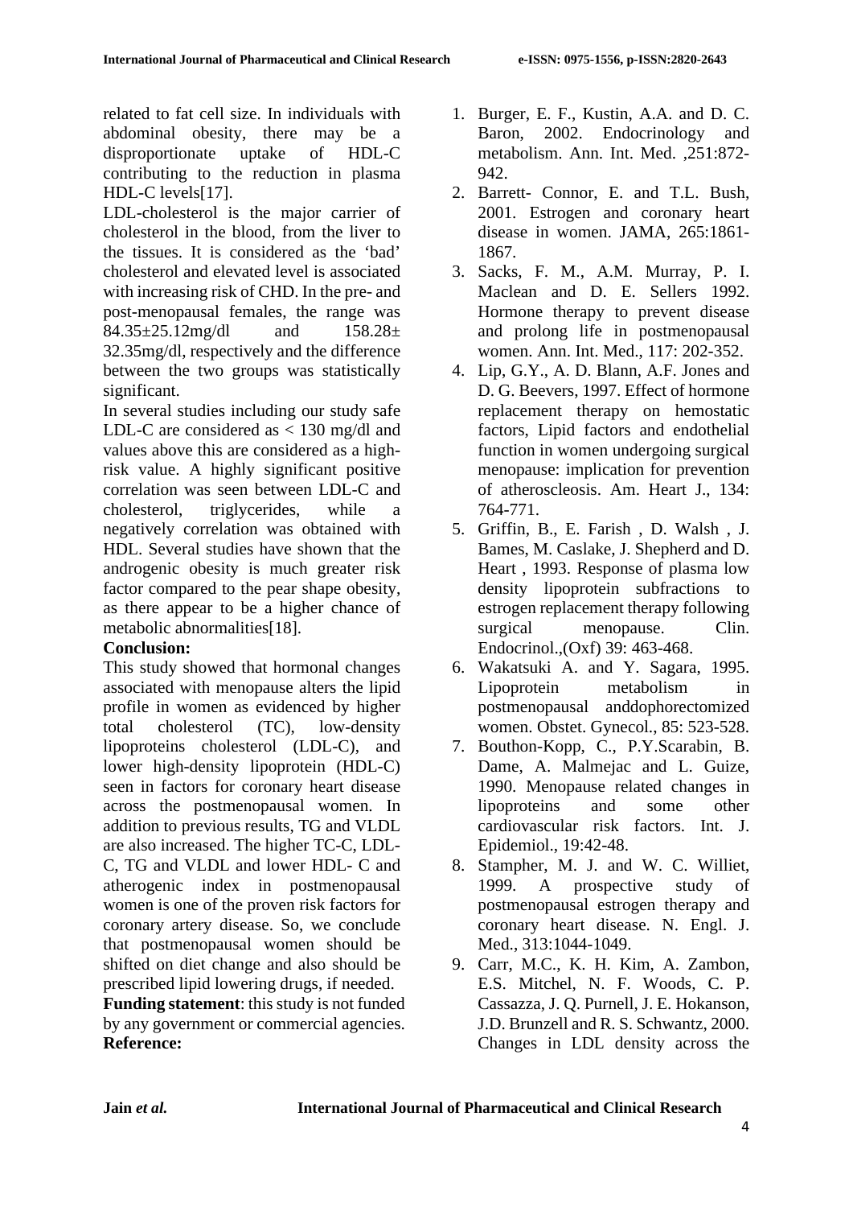related to fat cell size. In individuals with abdominal obesity, there may be a disproportionate uptake of HDL-C contributing to the reduction in plasma HDL-C levels[17].

LDL-cholesterol is the major carrier of cholesterol in the blood, from the liver to the tissues. It is considered as the 'bad' cholesterol and elevated level is associated with increasing risk of CHD. In the pre- and post-menopausal females, the range was 84.35±25.12mg/dl and 158.28± 32.35mg/dl, respectively and the difference between the two groups was statistically significant.

In several studies including our study safe LDL-C are considered as < 130 mg/dl and values above this are considered as a high-risk value. A highly significant positive correlation was seen between LDL-C and cholesterol, triglycerides, while a negatively correlation was obtained with HDL. Several studies have shown that the androgenic obesity is much greater risk factor compared to the pear shape obesity, as there appear to be a higher chance of metabolic abnormalities[18].

**Conclusion:**

This study showed that hormonal changes associated with menopause alters the lipid profile in women as evidenced by higher total cholesterol (TC), low-density lipoproteins cholesterol (LDL-C), and lower high-density lipoprotein (HDL-C) seen in factors for coronary heart disease across the postmenopausal women. In addition to previous results, TG and VLDL are also increased. The higher TC-C, LDL-C, TG and VLDL and lower HDL- C and atherogenic index in postmenopausal women is one of the proven risk factors for coronary artery disease. So, we conclude that postmenopausal women should be shifted on diet change and also should be prescribed lipid lowering drugs, if needed.

**Funding statement**: this study is not funded by any government or commercial agencies.

**Reference:**

1. Burger, E. F., Kustin, A.A. and D. C. Baron, 2002. Endocrinology and metabolism. Ann. Int. Med. ,251:872-942.
2. Barrett- Connor, E. and T.L. Bush, 2001. Estrogen and coronary heart disease in women. JAMA, 265:1861-1867.
3. Sacks, F. M., A.M. Murray, P. I. Maclean and D. E. Sellers 1992. Hormone therapy to prevent disease and prolong life in postmenopausal women. Ann. Int. Med., 117: 202-352.
4. Lip, G.Y., A. D. Blann, A.F. Jones and D. G. Beevers, 1997. Effect of hormone replacement therapy on hemostatic factors, Lipid factors and endothelial function in women undergoing surgical menopause: implication for prevention of atheroscleosis. Am. Heart J., 134: 764-771.
5. Griffin, B., E. Farish , D. Walsh , J. Bames, M. Caslake, J. Shepherd and D. Heart , 1993. Response of plasma low density lipoprotein subfractions to estrogen replacement therapy following surgical menopause. Clin. Endocrinol.,(Oxf) 39: 463-468.
6. Wakatsuki A. and Y. Sagara, 1995. Lipoprotein metabolism in postmenopausal anddophorectomized women. Obstet. Gynecol., 85: 523-528.
7. Bouthon-Kopp, C., P.Y.Scarabin, B. Dame, A. Malmejac and L. Guize, 1990. Menopause related changes in lipoproteins and some other cardiovascular risk factors. Int. J. Epidemiol., 19:42-48.
8. Stampher, M. J. and W. C. Williet, 1999. A prospective study of postmenopausal estrogen therapy and coronary heart disease. N. Engl. J. Med., 313:1044-1049.
9. Carr, M.C., K. H. Kim, A. Zambon, E.S. Mitchel, N. F. Woods, C. P. Cassazza, J. Q. Purnell, J. E. Hokanson, J.D. Brunzell and R. S. Schwantz, 2000. Changes in LDL density across the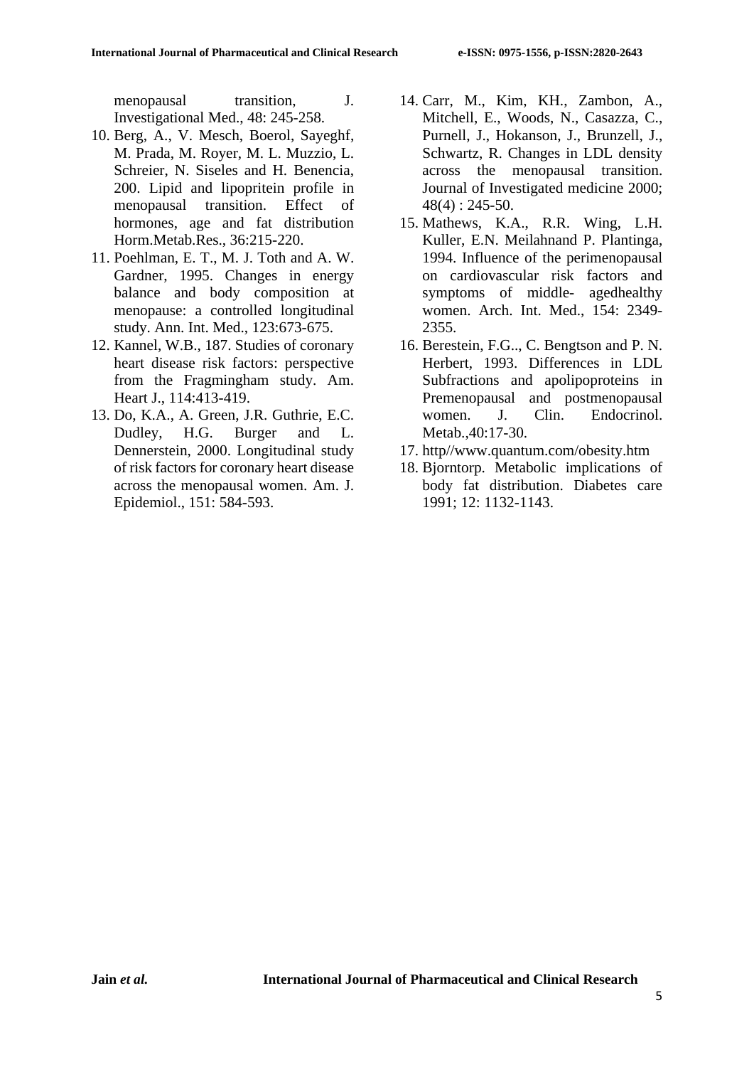menopausal transition, J. Investigational Med., 48: 245-258.

10. Berg, A., V. Mesch, Boerol, Sayeghf, M. Prada, M. Royer, M. L. Muzzio, L. Schreier, N. Siseles and H. Benencia, 200. Lipid and lipopritein profile in menopausal transition. Effect of hormones, age and fat distribution Horm.Metab.Res., 36:215-220.
11. Poehlman, E. T., M. J. Toth and A. W. Gardner, 1995. Changes in energy balance and body composition at menopause: a controlled longitudinal study. Ann. Int. Med., 123:673-675.
12. Kannel, W.B., 187. Studies of coronary heart disease risk factors: perspective from the Fragmingham study. Am. Heart J., 114:413-419.
13. Do, K.A., A. Green, J.R. Guthrie, E.C. Dudley, H.G. Burger and L. Dennerstein, 2000. Longitudinal study of risk factors for coronary heart disease across the menopausal women. Am. J. Epidemiol., 151: 584-593.
14. Carr, M., Kim, KH., Zambon, A., Mitchell, E., Woods, N., Casazza, C., Purnell, J., Hokanson, J., Brunzell, J., Schwartz, R. Changes in LDL density across the menopausal transition. Journal of Investigated medicine 2000; 48(4) : 245-50.
15. Mathews, K.A., R.R. Wing, L.H. Kuller, E.N. Meilahnand P. Plantinga, 1994. Influence of the perimenopausal on cardiovascular risk factors and symptoms of middle- agedhealthy women. Arch. Int. Med., 154: 2349-2355.
16. Berestein, F.G.., C. Bengtson and P. N. Herbert, 1993. Differences in LDL Subfractions and apolipoproteins in Premenopausal and postmenopausal women. J. Clin. Endocrinol. Metab.,40:17-30.
17. http//www.quantum.com/obesity.htm
18. Bjorntorp. Metabolic implications of body fat distribution. Diabetes care 1991; 12: 1132-1143.